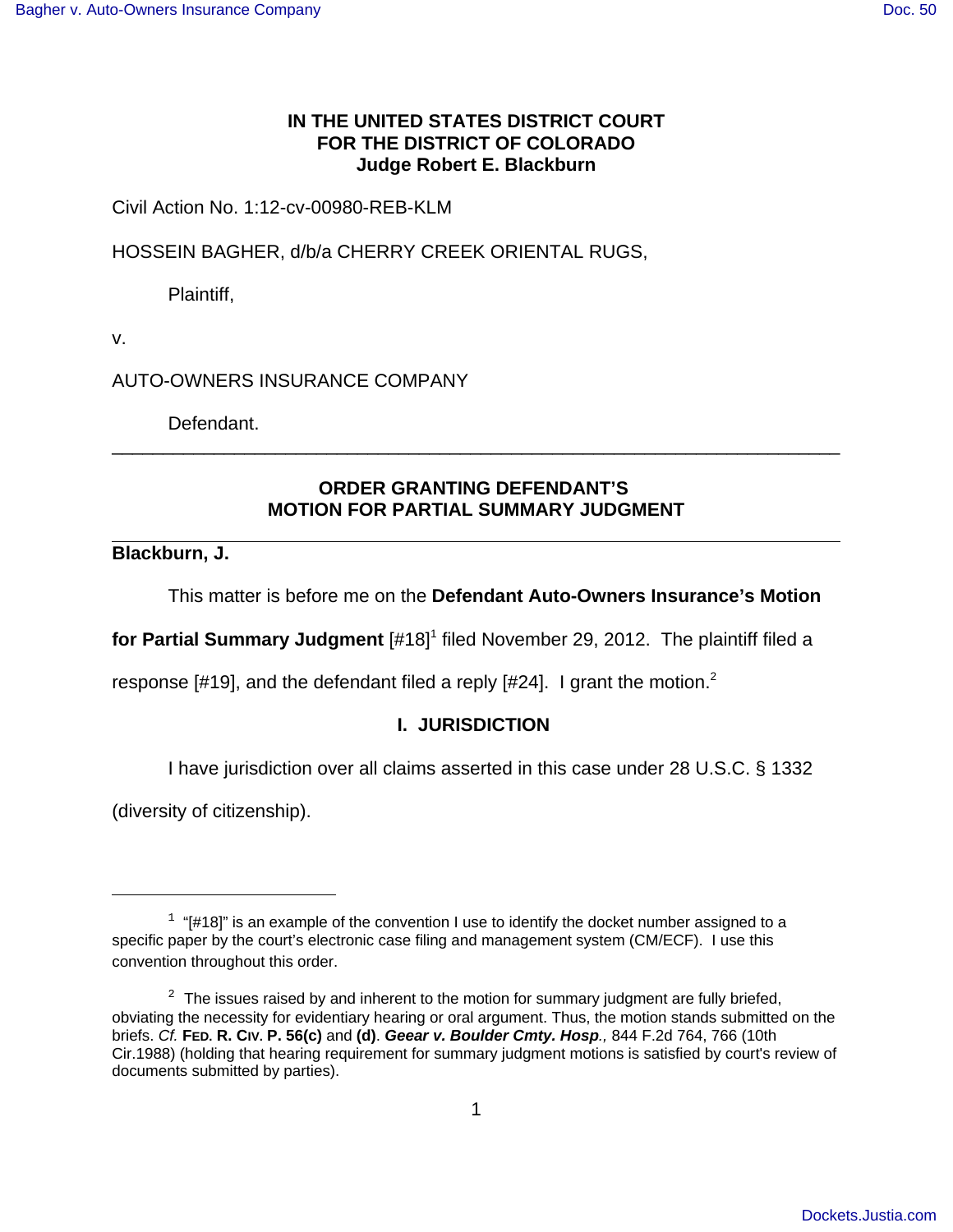**IN THE UNITED STATES DISTRICT COURT**
**FOR THE DISTRICT OF COLORADO**
**Judge Robert E. Blackburn**

Civil Action No. 1:12-cv-00980-REB-KLM

HOSSEIN BAGHER, d/b/a CHERRY CREEK ORIENTAL RUGS,

Plaintiff,

v.

AUTO-OWNERS INSURANCE COMPANY

Defendant.

---

**ORDER GRANTING DEFENDANT'S**
**MOTION FOR PARTIAL SUMMARY JUDGMENT**

---

**Blackburn, J.**

This matter is before me on the **Defendant Auto-Owners Insurance's Motion for Partial Summary Judgment** [#18][1] filed November 29, 2012. The plaintiff filed a response [#19], and the defendant filed a reply [#24]. I grant the motion.[2]

## I. JURISDICTION

I have jurisdiction over all claims asserted in this case under 28 U.S.C. § 1332 (diversity of citizenship).

---

[1] "[#18]" is an example of the convention I use to identify the docket number assigned to a specific paper by the court's electronic case filing and management system (CM/ECF). I use this convention throughout this order.

[2] The issues raised by and inherent to the motion for summary judgment are fully briefed, obviating the necessity for evidentiary hearing or oral argument. Thus, the motion stands submitted on the briefs. *Cf.* **FED. R. CIV. P. 56(c)** and **(d)**. ***Geear v. Boulder Cmty. Hosp.***, 844 F.2d 764, 766 (10th Cir.1988) (holding that hearing requirement for summary judgment motions is satisfied by court's review of documents submitted by parties).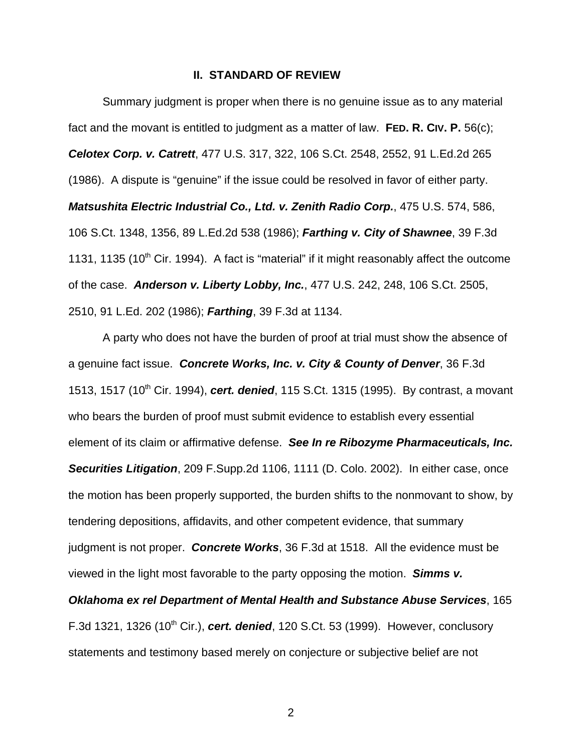## II. STANDARD OF REVIEW

Summary judgment is proper when there is no genuine issue as to any material fact and the movant is entitled to judgment as a matter of law. **FED. R. CIV. P.** 56(c); ***Celotex Corp. v. Catrett***, 477 U.S. 317, 322, 106 S.Ct. 2548, 2552, 91 L.Ed.2d 265 (1986). A dispute is "genuine" if the issue could be resolved in favor of either party. ***Matsushita Electric Industrial Co., Ltd. v. Zenith Radio Corp.***, 475 U.S. 574, 586, 106 S.Ct. 1348, 1356, 89 L.Ed.2d 538 (1986); ***Farthing v. City of Shawnee***, 39 F.3d 1131, 1135 (10th Cir. 1994). A fact is "material" if it might reasonably affect the outcome of the case. ***Anderson v. Liberty Lobby, Inc.***, 477 U.S. 242, 248, 106 S.Ct. 2505, 2510, 91 L.Ed. 202 (1986); ***Farthing***, 39 F.3d at 1134.

A party who does not have the burden of proof at trial must show the absence of a genuine fact issue. ***Concrete Works, Inc. v. City & County of Denver***, 36 F.3d 1513, 1517 (10th Cir. 1994), ***cert. denied***, 115 S.Ct. 1315 (1995). By contrast, a movant who bears the burden of proof must submit evidence to establish every essential element of its claim or affirmative defense. ***See In re Ribozyme Pharmaceuticals, Inc. Securities Litigation***, 209 F.Supp.2d 1106, 1111 (D. Colo. 2002). In either case, once the motion has been properly supported, the burden shifts to the nonmovant to show, by tendering depositions, affidavits, and other competent evidence, that summary judgment is not proper. ***Concrete Works***, 36 F.3d at 1518. All the evidence must be viewed in the light most favorable to the party opposing the motion. ***Simms v. Oklahoma ex rel Department of Mental Health and Substance Abuse Services***, 165 F.3d 1321, 1326 (10th Cir.), ***cert. denied***, 120 S.Ct. 53 (1999). However, conclusory statements and testimony based merely on conjecture or subjective belief are not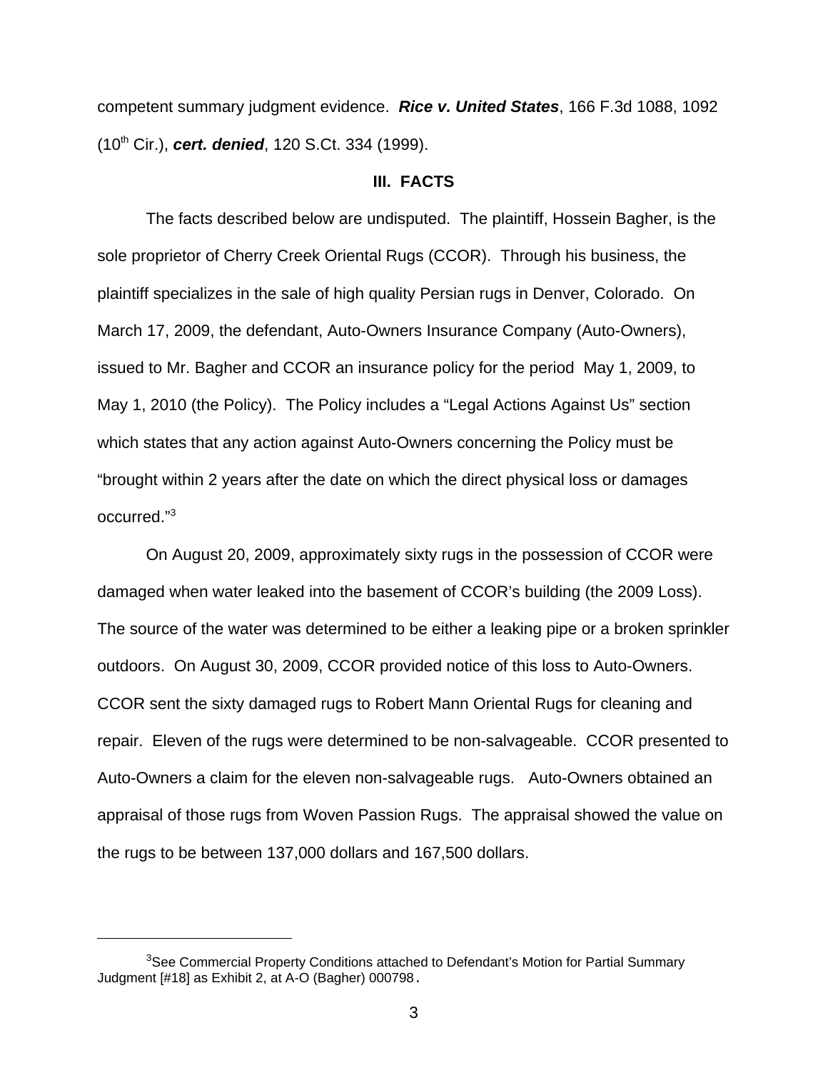competent summary judgment evidence. ***Rice v. United States***, 166 F.3d 1088, 1092 (10th Cir.), ***cert. denied***, 120 S.Ct. 334 (1999).

## III. FACTS

The facts described below are undisputed. The plaintiff, Hossein Bagher, is the sole proprietor of Cherry Creek Oriental Rugs (CCOR). Through his business, the plaintiff specializes in the sale of high quality Persian rugs in Denver, Colorado. On March 17, 2009, the defendant, Auto-Owners Insurance Company (Auto-Owners), issued to Mr. Bagher and CCOR an insurance policy for the period May 1, 2009, to May 1, 2010 (the Policy). The Policy includes a "Legal Actions Against Us" section which states that any action against Auto-Owners concerning the Policy must be "brought within 2 years after the date on which the direct physical loss or damages occurred."[3]

On August 20, 2009, approximately sixty rugs in the possession of CCOR were damaged when water leaked into the basement of CCOR's building (the 2009 Loss). The source of the water was determined to be either a leaking pipe or a broken sprinkler outdoors. On August 30, 2009, CCOR provided notice of this loss to Auto-Owners. CCOR sent the sixty damaged rugs to Robert Mann Oriental Rugs for cleaning and repair. Eleven of the rugs were determined to be non-salvageable. CCOR presented to Auto-Owners a claim for the eleven non-salvageable rugs. Auto-Owners obtained an appraisal of those rugs from Woven Passion Rugs. The appraisal showed the value on the rugs to be between 137,000 dollars and 167,500 dollars.

---

[3]See Commercial Property Conditions attached to Defendant's Motion for Partial Summary Judgment [#18] as Exhibit 2, at A-O (Bagher) 000798.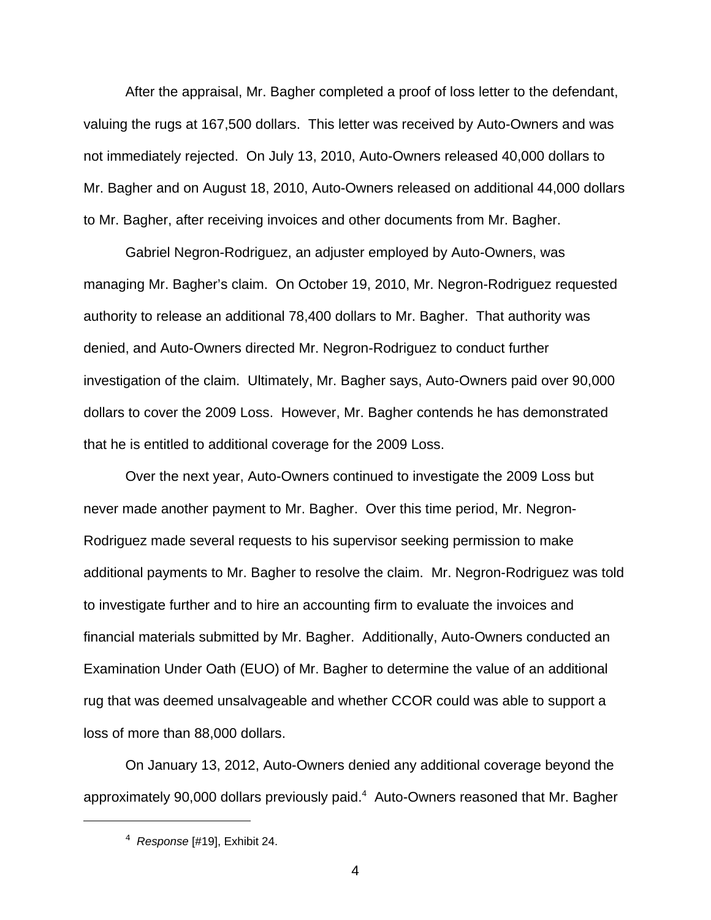After the appraisal, Mr. Bagher completed a proof of loss letter to the defendant, valuing the rugs at 167,500 dollars. This letter was received by Auto-Owners and was not immediately rejected. On July 13, 2010, Auto-Owners released 40,000 dollars to Mr. Bagher and on August 18, 2010, Auto-Owners released on additional 44,000 dollars to Mr. Bagher, after receiving invoices and other documents from Mr. Bagher.

Gabriel Negron-Rodriguez, an adjuster employed by Auto-Owners, was managing Mr. Bagher's claim. On October 19, 2010, Mr. Negron-Rodriguez requested authority to release an additional 78,400 dollars to Mr. Bagher. That authority was denied, and Auto-Owners directed Mr. Negron-Rodriguez to conduct further investigation of the claim. Ultimately, Mr. Bagher says, Auto-Owners paid over 90,000 dollars to cover the 2009 Loss. However, Mr. Bagher contends he has demonstrated that he is entitled to additional coverage for the 2009 Loss.

Over the next year, Auto-Owners continued to investigate the 2009 Loss but never made another payment to Mr. Bagher. Over this time period, Mr. Negron-Rodriguez made several requests to his supervisor seeking permission to make additional payments to Mr. Bagher to resolve the claim. Mr. Negron-Rodriguez was told to investigate further and to hire an accounting firm to evaluate the invoices and financial materials submitted by Mr. Bagher. Additionally, Auto-Owners conducted an Examination Under Oath (EUO) of Mr. Bagher to determine the value of an additional rug that was deemed unsalvageable and whether CCOR could was able to support a loss of more than 88,000 dollars.

On January 13, 2012, Auto-Owners denied any additional coverage beyond the approximately 90,000 dollars previously paid.[4] Auto-Owners reasoned that Mr. Bagher

[4] *Response* [#19], Exhibit 24.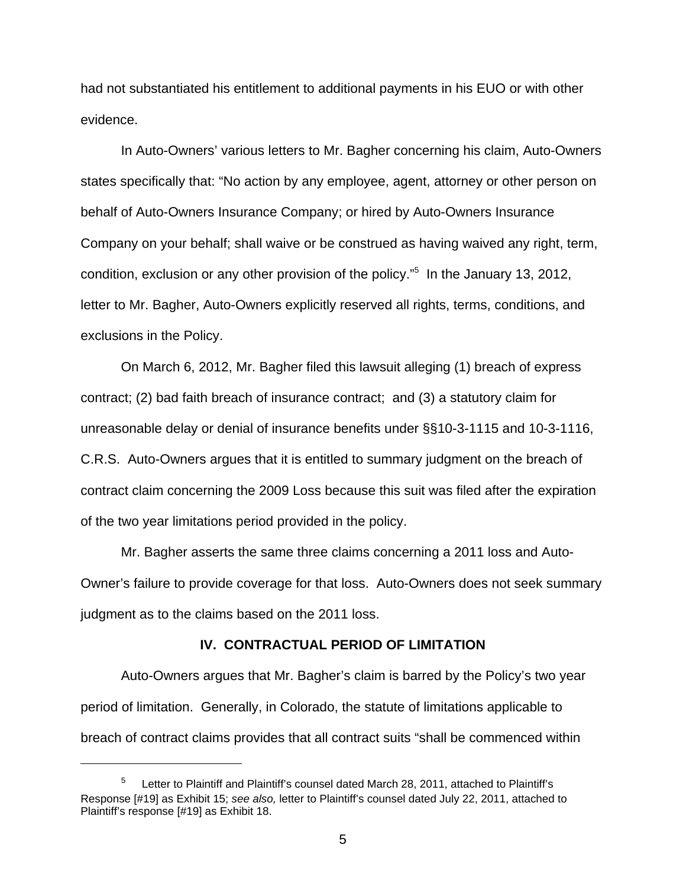had not substantiated his entitlement to additional payments in his EUO or with other evidence.

In Auto-Owners' various letters to Mr. Bagher concerning his claim, Auto-Owners states specifically that: "No action by any employee, agent, attorney or other person on behalf of Auto-Owners Insurance Company; or hired by Auto-Owners Insurance Company on your behalf; shall waive or be construed as having waived any right, term, condition, exclusion or any other provision of the policy."[5] In the January 13, 2012, letter to Mr. Bagher, Auto-Owners explicitly reserved all rights, terms, conditions, and exclusions in the Policy.

On March 6, 2012, Mr. Bagher filed this lawsuit alleging (1) breach of express contract; (2) bad faith breach of insurance contract; and (3) a statutory claim for unreasonable delay or denial of insurance benefits under §§10-3-1115 and 10-3-1116, C.R.S. Auto-Owners argues that it is entitled to summary judgment on the breach of contract claim concerning the 2009 Loss because this suit was filed after the expiration of the two year limitations period provided in the policy.

Mr. Bagher asserts the same three claims concerning a 2011 loss and Auto-Owner's failure to provide coverage for that loss. Auto-Owners does not seek summary judgment as to the claims based on the 2011 loss.

## IV. CONTRACTUAL PERIOD OF LIMITATION

Auto-Owners argues that Mr. Bagher's claim is barred by the Policy's two year period of limitation. Generally, in Colorado, the statute of limitations applicable to breach of contract claims provides that all contract suits "shall be commenced within

---

[5] Letter to Plaintiff and Plaintiff's counsel dated March 28, 2011, attached to Plaintiff's Response [#19] as Exhibit 15; *see also,* letter to Plaintiff's counsel dated July 22, 2011, attached to Plaintiff's response [#19] as Exhibit 18.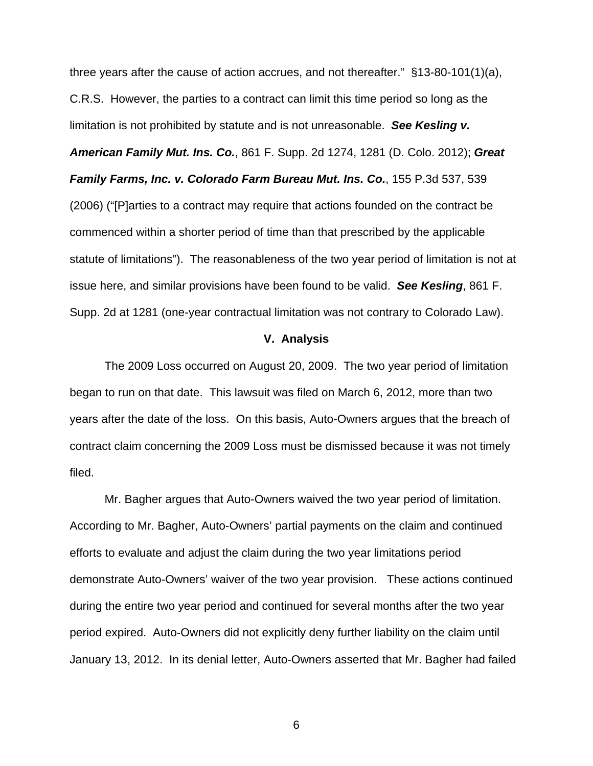three years after the cause of action accrues, and not thereafter." §13-80-101(1)(a), C.R.S. However, the parties to a contract can limit this time period so long as the limitation is not prohibited by statute and is not unreasonable. ***See Kesling v. American Family Mut. Ins. Co.***, 861 F. Supp. 2d 1274, 1281 (D. Colo. 2012); ***Great Family Farms, Inc. v. Colorado Farm Bureau Mut. Ins. Co.***, 155 P.3d 537, 539 (2006) ("[P]arties to a contract may require that actions founded on the contract be commenced within a shorter period of time than that prescribed by the applicable statute of limitations"). The reasonableness of the two year period of limitation is not at issue here, and similar provisions have been found to be valid. ***See Kesling***, 861 F. Supp. 2d at 1281 (one-year contractual limitation was not contrary to Colorado Law).

## V. Analysis

The 2009 Loss occurred on August 20, 2009. The two year period of limitation began to run on that date. This lawsuit was filed on March 6, 2012, more than two years after the date of the loss. On this basis, Auto-Owners argues that the breach of contract claim concerning the 2009 Loss must be dismissed because it was not timely filed.

Mr. Bagher argues that Auto-Owners waived the two year period of limitation. According to Mr. Bagher, Auto-Owners' partial payments on the claim and continued efforts to evaluate and adjust the claim during the two year limitations period demonstrate Auto-Owners' waiver of the two year provision. These actions continued during the entire two year period and continued for several months after the two year period expired. Auto-Owners did not explicitly deny further liability on the claim until January 13, 2012. In its denial letter, Auto-Owners asserted that Mr. Bagher had failed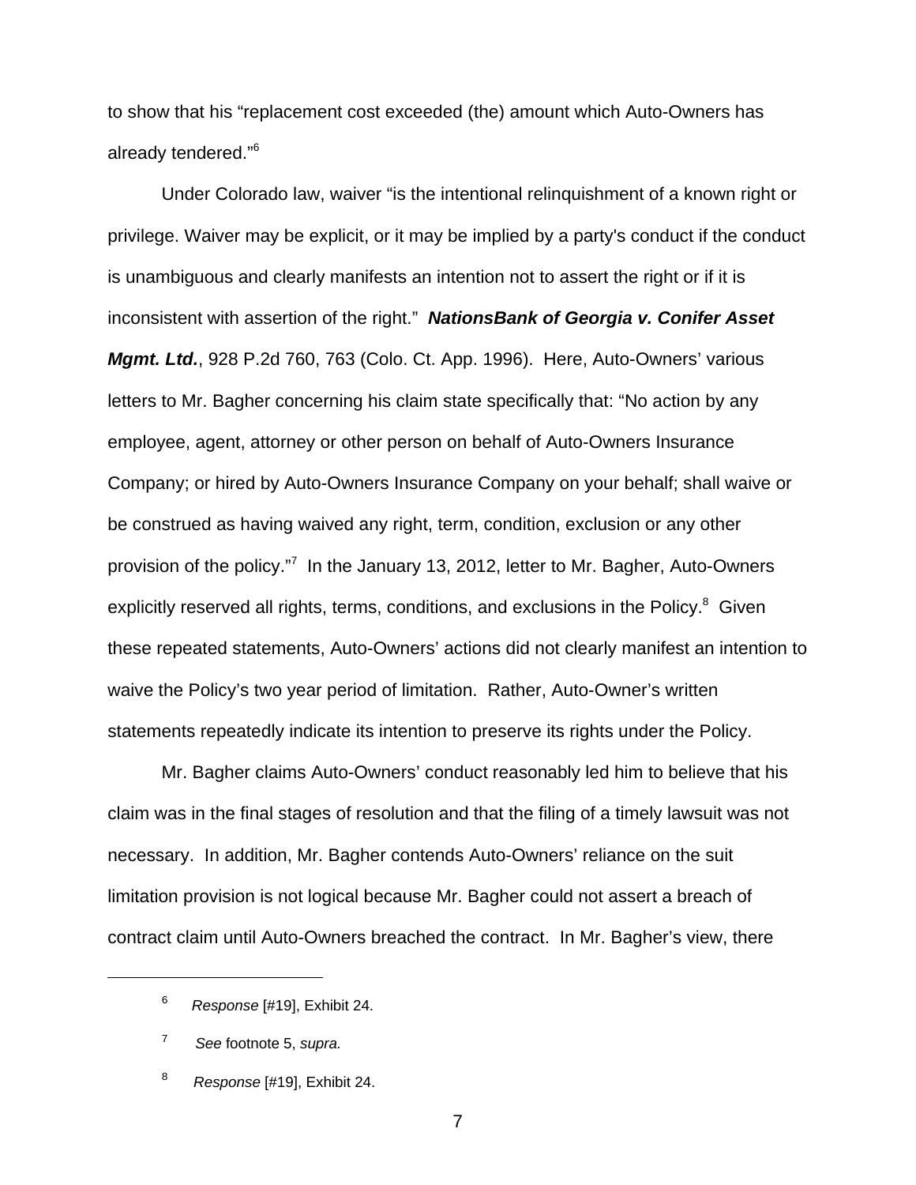to show that his "replacement cost exceeded (the) amount which Auto-Owners has already tendered."[6]

Under Colorado law, waiver "is the intentional relinquishment of a known right or privilege. Waiver may be explicit, or it may be implied by a party's conduct if the conduct is unambiguous and clearly manifests an intention not to assert the right or if it is inconsistent with assertion of the right." ***NationsBank of Georgia v. Conifer Asset Mgmt. Ltd.***, 928 P.2d 760, 763 (Colo. Ct. App. 1996). Here, Auto-Owners' various letters to Mr. Bagher concerning his claim state specifically that: "No action by any employee, agent, attorney or other person on behalf of Auto-Owners Insurance Company; or hired by Auto-Owners Insurance Company on your behalf; shall waive or be construed as having waived any right, term, condition, exclusion or any other provision of the policy."[7] In the January 13, 2012, letter to Mr. Bagher, Auto-Owners explicitly reserved all rights, terms, conditions, and exclusions in the Policy.[8] Given these repeated statements, Auto-Owners' actions did not clearly manifest an intention to waive the Policy's two year period of limitation. Rather, Auto-Owner's written statements repeatedly indicate its intention to preserve its rights under the Policy.

Mr. Bagher claims Auto-Owners' conduct reasonably led him to believe that his claim was in the final stages of resolution and that the filing of a timely lawsuit was not necessary. In addition, Mr. Bagher contends Auto-Owners' reliance on the suit limitation provision is not logical because Mr. Bagher could not assert a breach of contract claim until Auto-Owners breached the contract. In Mr. Bagher's view, there

---

[6] *Response* [#19], Exhibit 24.

[7] *See* footnote 5, *supra.*

[8] *Response* [#19], Exhibit 24.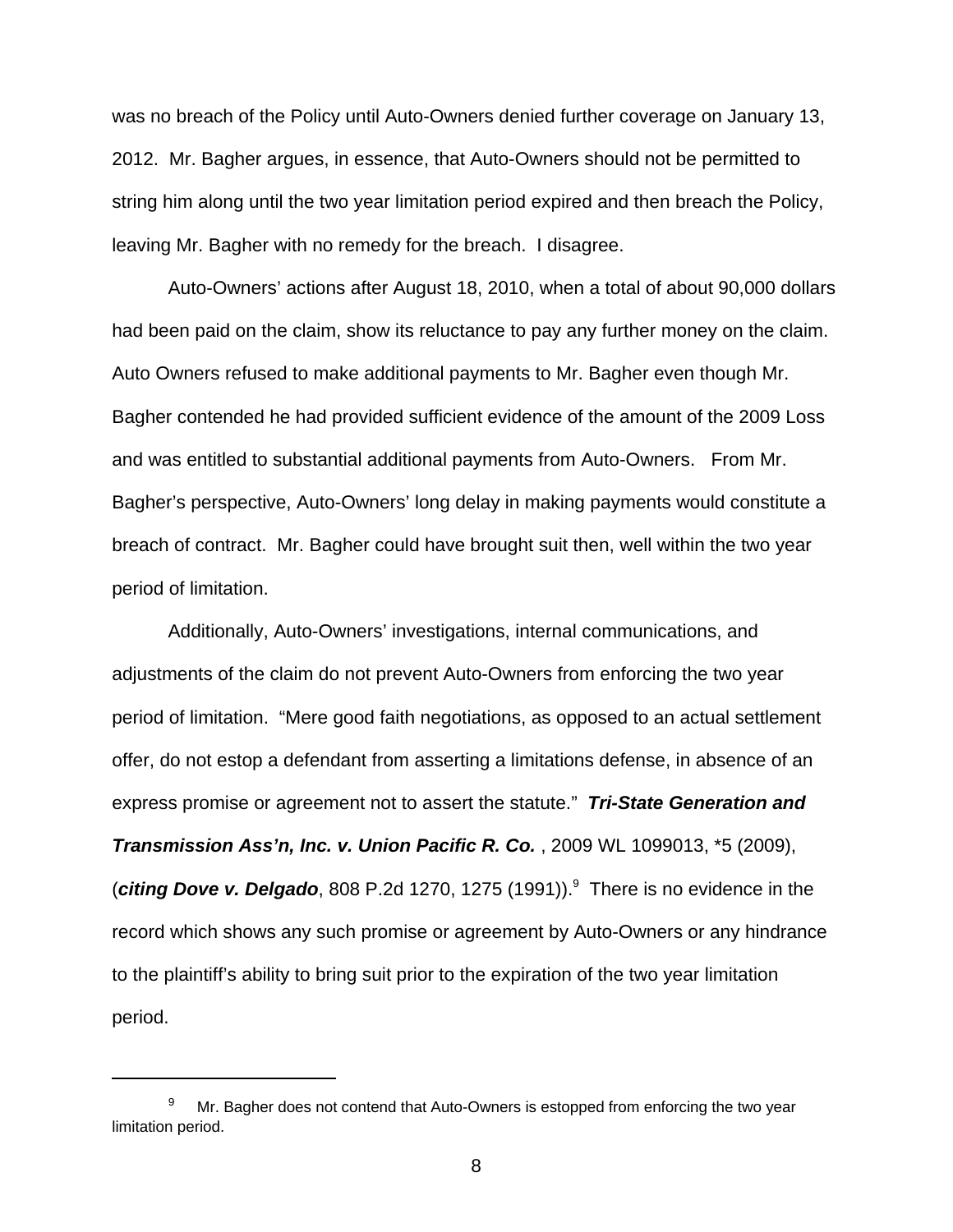was no breach of the Policy until Auto-Owners denied further coverage on January 13, 2012. Mr. Bagher argues, in essence, that Auto-Owners should not be permitted to string him along until the two year limitation period expired and then breach the Policy, leaving Mr. Bagher with no remedy for the breach. I disagree.

Auto-Owners' actions after August 18, 2010, when a total of about 90,000 dollars had been paid on the claim, show its reluctance to pay any further money on the claim. Auto Owners refused to make additional payments to Mr. Bagher even though Mr. Bagher contended he had provided sufficient evidence of the amount of the 2009 Loss and was entitled to substantial additional payments from Auto-Owners. From Mr. Bagher's perspective, Auto-Owners' long delay in making payments would constitute a breach of contract. Mr. Bagher could have brought suit then, well within the two year period of limitation.

Additionally, Auto-Owners' investigations, internal communications, and adjustments of the claim do not prevent Auto-Owners from enforcing the two year period of limitation. "Mere good faith negotiations, as opposed to an actual settlement offer, do not estop a defendant from asserting a limitations defense, in absence of an express promise or agreement not to assert the statute." ***Tri-State Generation and Transmission Ass'n, Inc. v. Union Pacific R. Co.*** , 2009 WL 1099013, *5 (2009), (***citing Dove v. Delgado***, 808 P.2d 1270, 1275 (1991)).[9] There is no evidence in the record which shows any such promise or agreement by Auto-Owners or any hindrance to the plaintiff's ability to bring suit prior to the expiration of the two year limitation period.

---

[9] Mr. Bagher does not contend that Auto-Owners is estopped from enforcing the two year limitation period.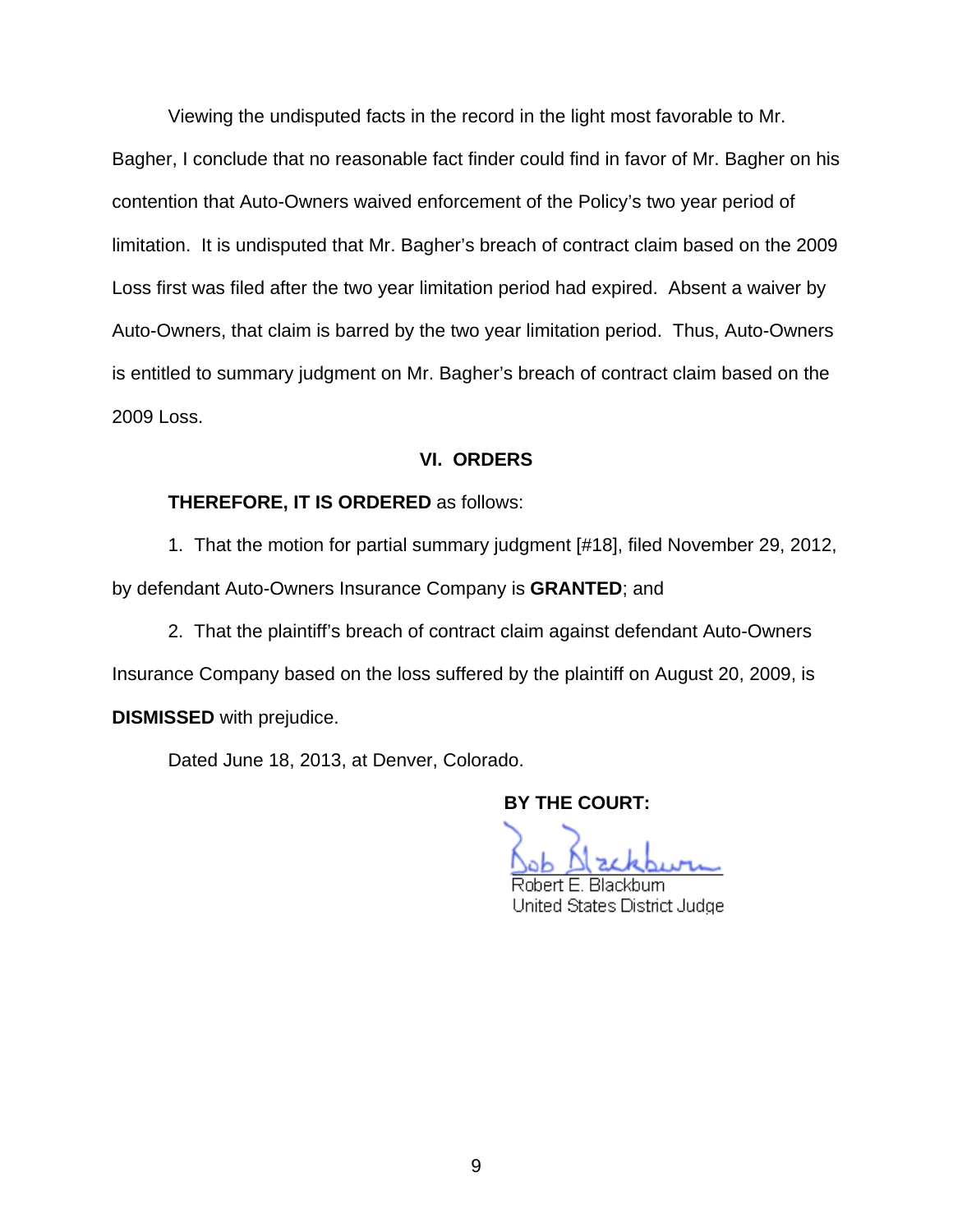Viewing the undisputed facts in the record in the light most favorable to Mr. Bagher, I conclude that no reasonable fact finder could find in favor of Mr. Bagher on his contention that Auto-Owners waived enforcement of the Policy's two year period of limitation. It is undisputed that Mr. Bagher's breach of contract claim based on the 2009 Loss first was filed after the two year limitation period had expired. Absent a waiver by Auto-Owners, that claim is barred by the two year limitation period. Thus, Auto-Owners is entitled to summary judgment on Mr. Bagher's breach of contract claim based on the 2009 Loss.

## VI. ORDERS

**THEREFORE, IT IS ORDERED** as follows:

1. That the motion for partial summary judgment [#18], filed November 29, 2012, by defendant Auto-Owners Insurance Company is **GRANTED**; and

2. That the plaintiff's breach of contract claim against defendant Auto-Owners Insurance Company based on the loss suffered by the plaintiff on August 20, 2009, is **DISMISSED** with prejudice.

Dated June 18, 2013, at Denver, Colorado.

**BY THE COURT:**

Robert E. Blackburn
United States District Judge